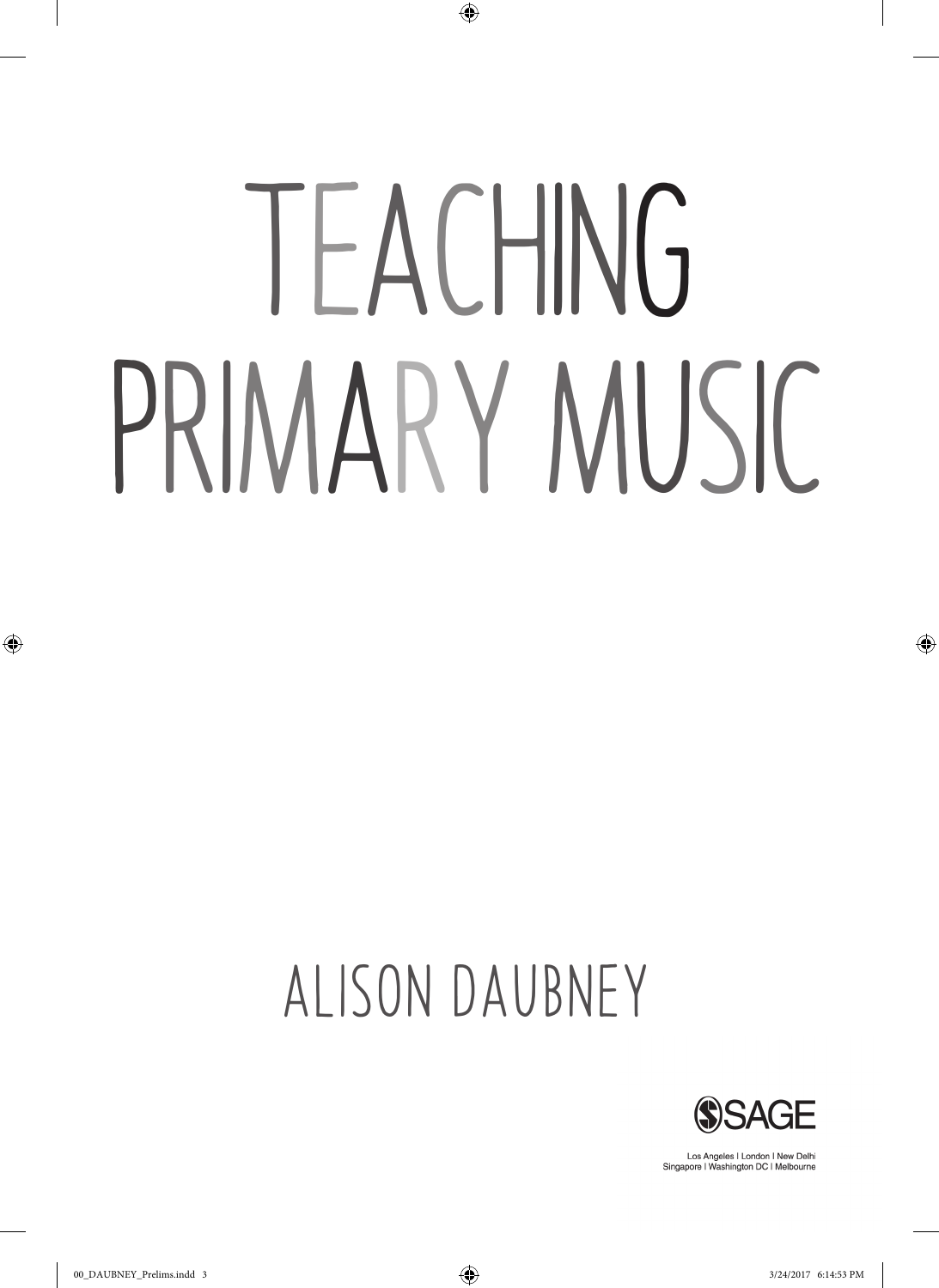# TEACHING PRIMARY MUSIC

## ALISON DAUBNEY

SAGE

Los Angeles | London | New Delhi
Singapore | Washington DC | Melbourne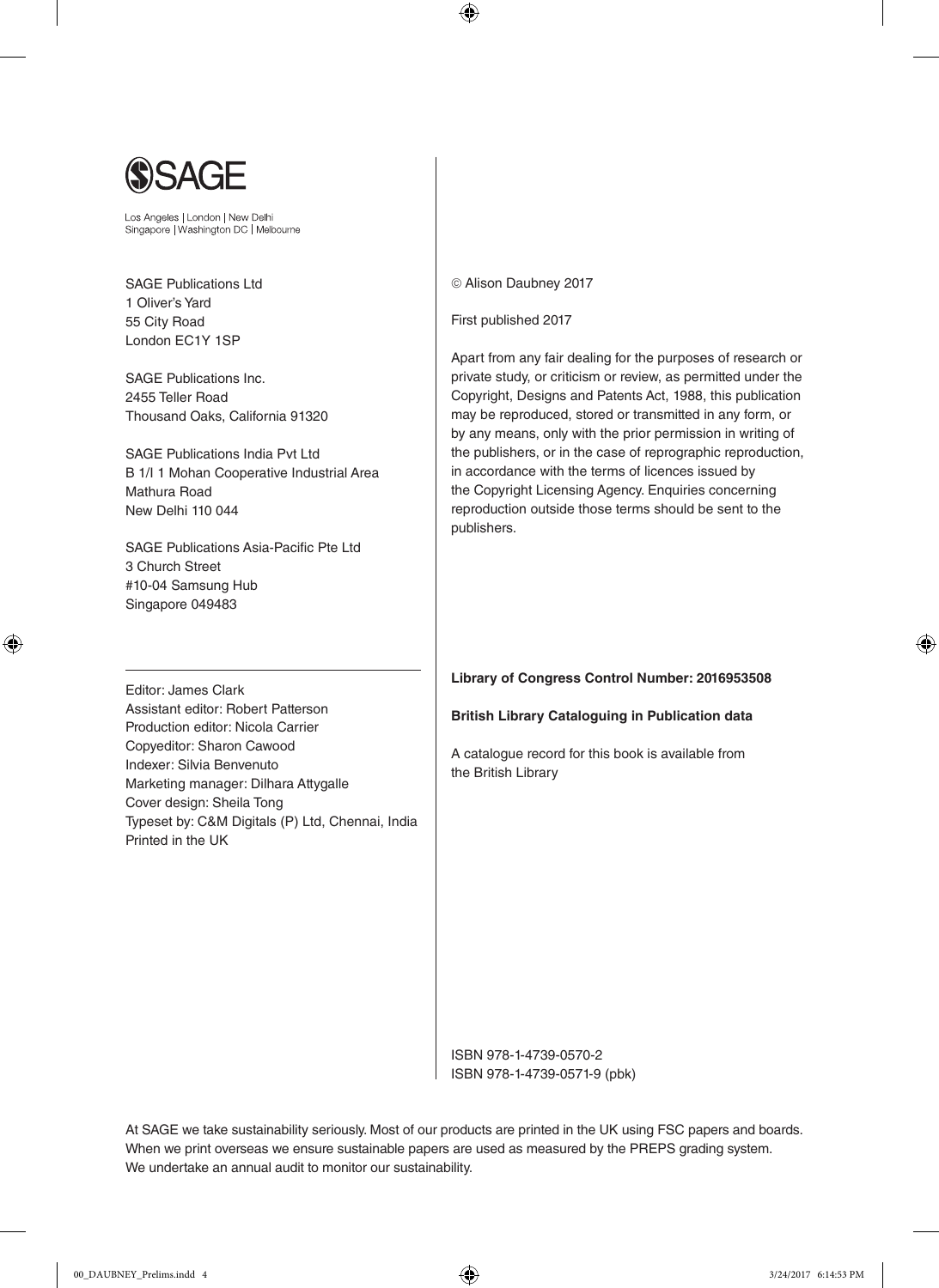SAGE

Los Angeles | London | New Delhi
Singapore | Washington DC | Melbourne

SAGE Publications Ltd
1 Oliver's Yard
55 City Road
London EC1Y 1SP

SAGE Publications Inc.
2455 Teller Road
Thousand Oaks, California 91320

SAGE Publications India Pvt Ltd
B 1/I 1 Mohan Cooperative Industrial Area
Mathura Road
New Delhi 110 044

SAGE Publications Asia-Pacific Pte Ltd
3 Church Street
#10-04 Samsung Hub
Singapore 049483

Editor: James Clark
Assistant editor: Robert Patterson
Production editor: Nicola Carrier
Copyeditor: Sharon Cawood
Indexer: Silvia Benvenuto
Marketing manager: Dilhara Attygalle
Cover design: Sheila Tong
Typeset by: C&M Digitals (P) Ltd, Chennai, India
Printed in the UK

© Alison Daubney 2017

First published 2017

Apart from any fair dealing for the purposes of research or private study, or criticism or review, as permitted under the Copyright, Designs and Patents Act, 1988, this publication may be reproduced, stored or transmitted in any form, or by any means, only with the prior permission in writing of the publishers, or in the case of reprographic reproduction, in accordance with the terms of licences issued by the Copyright Licensing Agency. Enquiries concerning reproduction outside those terms should be sent to the publishers.

**Library of Congress Control Number: 2016953508**

**British Library Cataloguing in Publication data**

A catalogue record for this book is available from the British Library

ISBN 978-1-4739-0570-2
ISBN 978-1-4739-0571-9 (pbk)

At SAGE we take sustainability seriously. Most of our products are printed in the UK using FSC papers and boards. When we print overseas we ensure sustainable papers are used as measured by the PREPS grading system. We undertake an annual audit to monitor our sustainability.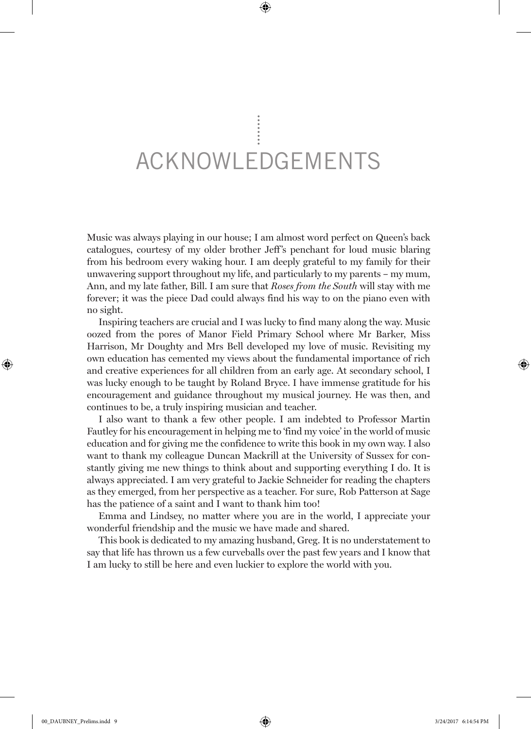# ACKNOWLEDGEMENTS

Music was always playing in our house; I am almost word perfect on Queen's back catalogues, courtesy of my older brother Jeff's penchant for loud music blaring from his bedroom every waking hour. I am deeply grateful to my family for their unwavering support throughout my life, and particularly to my parents – my mum, Ann, and my late father, Bill. I am sure that *Roses from the South* will stay with me forever; it was the piece Dad could always find his way to on the piano even with no sight.

Inspiring teachers are crucial and I was lucky to find many along the way. Music oozed from the pores of Manor Field Primary School where Mr Barker, Miss Harrison, Mr Doughty and Mrs Bell developed my love of music. Revisiting my own education has cemented my views about the fundamental importance of rich and creative experiences for all children from an early age. At secondary school, I was lucky enough to be taught by Roland Bryce. I have immense gratitude for his encouragement and guidance throughout my musical journey. He was then, and continues to be, a truly inspiring musician and teacher.

I also want to thank a few other people. I am indebted to Professor Martin Fautley for his encouragement in helping me to 'find my voice' in the world of music education and for giving me the confidence to write this book in my own way. I also want to thank my colleague Duncan Mackrill at the University of Sussex for constantly giving me new things to think about and supporting everything I do. It is always appreciated. I am very grateful to Jackie Schneider for reading the chapters as they emerged, from her perspective as a teacher. For sure, Rob Patterson at Sage has the patience of a saint and I want to thank him too!

Emma and Lindsey, no matter where you are in the world, I appreciate your wonderful friendship and the music we have made and shared.

This book is dedicated to my amazing husband, Greg. It is no understatement to say that life has thrown us a few curveballs over the past few years and I know that I am lucky to still be here and even luckier to explore the world with you.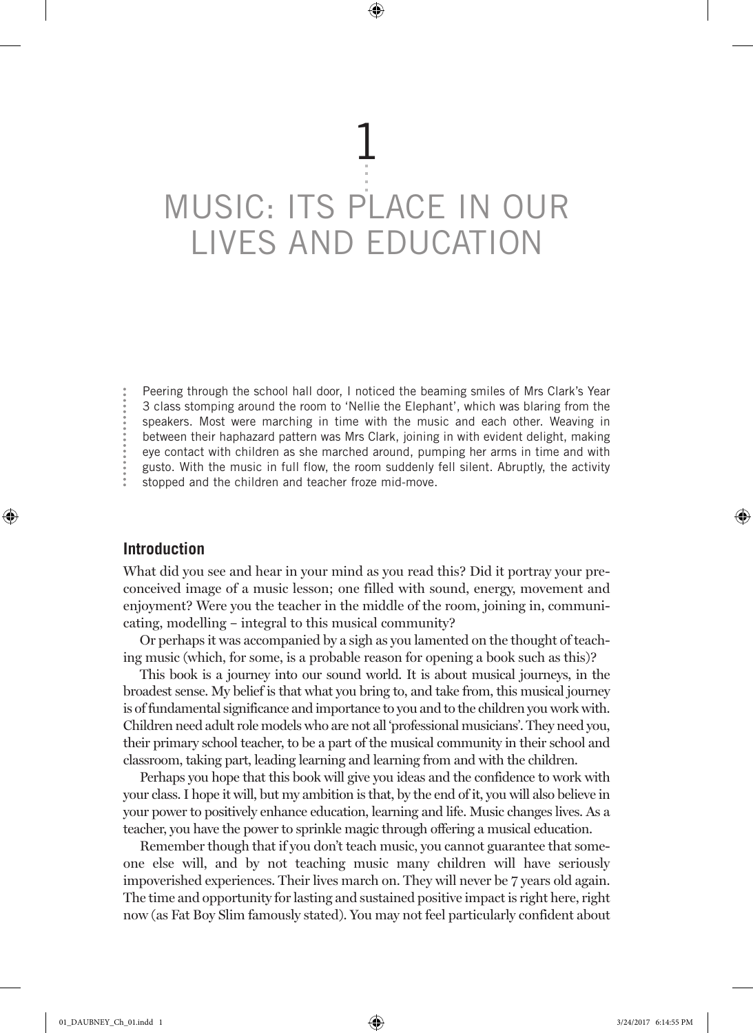# 1
# MUSIC: ITS PLACE IN OUR LIVES AND EDUCATION

Peering through the school hall door, I noticed the beaming smiles of Mrs Clark's Year 3 class stomping around the room to 'Nellie the Elephant', which was blaring from the speakers. Most were marching in time with the music and each other. Weaving in between their haphazard pattern was Mrs Clark, joining in with evident delight, making eye contact with children as she marched around, pumping her arms in time and with gusto. With the music in full flow, the room suddenly fell silent. Abruptly, the activity stopped and the children and teacher froze mid-move.

## Introduction

What did you see and hear in your mind as you read this? Did it portray your preconceived image of a music lesson; one filled with sound, energy, movement and enjoyment? Were you the teacher in the middle of the room, joining in, communicating, modelling – integral to this musical community?

Or perhaps it was accompanied by a sigh as you lamented on the thought of teaching music (which, for some, is a probable reason for opening a book such as this)?

This book is a journey into our sound world. It is about musical journeys, in the broadest sense. My belief is that what you bring to, and take from, this musical journey is of fundamental significance and importance to you and to the children you work with. Children need adult role models who are not all 'professional musicians'. They need you, their primary school teacher, to be a part of the musical community in their school and classroom, taking part, leading learning and learning from and with the children.

Perhaps you hope that this book will give you ideas and the confidence to work with your class. I hope it will, but my ambition is that, by the end of it, you will also believe in your power to positively enhance education, learning and life. Music changes lives. As a teacher, you have the power to sprinkle magic through offering a musical education.

Remember though that if you don't teach music, you cannot guarantee that someone else will, and by not teaching music many children will have seriously impoverished experiences. Their lives march on. They will never be 7 years old again. The time and opportunity for lasting and sustained positive impact is right here, right now (as Fat Boy Slim famously stated). You may not feel particularly confident about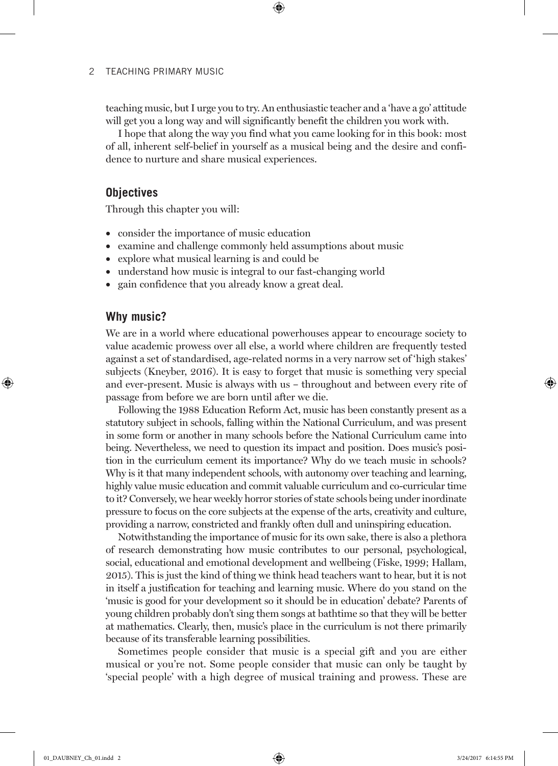teaching music, but I urge you to try. An enthusiastic teacher and a 'have a go' attitude will get you a long way and will significantly benefit the children you work with.

I hope that along the way you find what you came looking for in this book: most of all, inherent self-belief in yourself as a musical being and the desire and confidence to nurture and share musical experiences.

## Objectives

Through this chapter you will:

- consider the importance of music education
- examine and challenge commonly held assumptions about music
- explore what musical learning is and could be
- understand how music is integral to our fast-changing world
- gain confidence that you already know a great deal.

## Why music?

We are in a world where educational powerhouses appear to encourage society to value academic prowess over all else, a world where children are frequently tested against a set of standardised, age-related norms in a very narrow set of 'high stakes' subjects (Kneyber, 2016). It is easy to forget that music is something very special and ever-present. Music is always with us – throughout and between every rite of passage from before we are born until after we die.

Following the 1988 Education Reform Act, music has been constantly present as a statutory subject in schools, falling within the National Curriculum, and was present in some form or another in many schools before the National Curriculum came into being. Nevertheless, we need to question its impact and position. Does music's position in the curriculum cement its importance? Why do we teach music in schools? Why is it that many independent schools, with autonomy over teaching and learning, highly value music education and commit valuable curriculum and co-curricular time to it? Conversely, we hear weekly horror stories of state schools being under inordinate pressure to focus on the core subjects at the expense of the arts, creativity and culture, providing a narrow, constricted and frankly often dull and uninspiring education.

Notwithstanding the importance of music for its own sake, there is also a plethora of research demonstrating how music contributes to our personal, psychological, social, educational and emotional development and wellbeing (Fiske, 1999; Hallam, 2015). This is just the kind of thing we think head teachers want to hear, but it is not in itself a justification for teaching and learning music. Where do you stand on the 'music is good for your development so it should be in education' debate? Parents of young children probably don't sing them songs at bathtime so that they will be better at mathematics. Clearly, then, music's place in the curriculum is not there primarily because of its transferable learning possibilities.

Sometimes people consider that music is a special gift and you are either musical or you're not. Some people consider that music can only be taught by 'special people' with a high degree of musical training and prowess. These are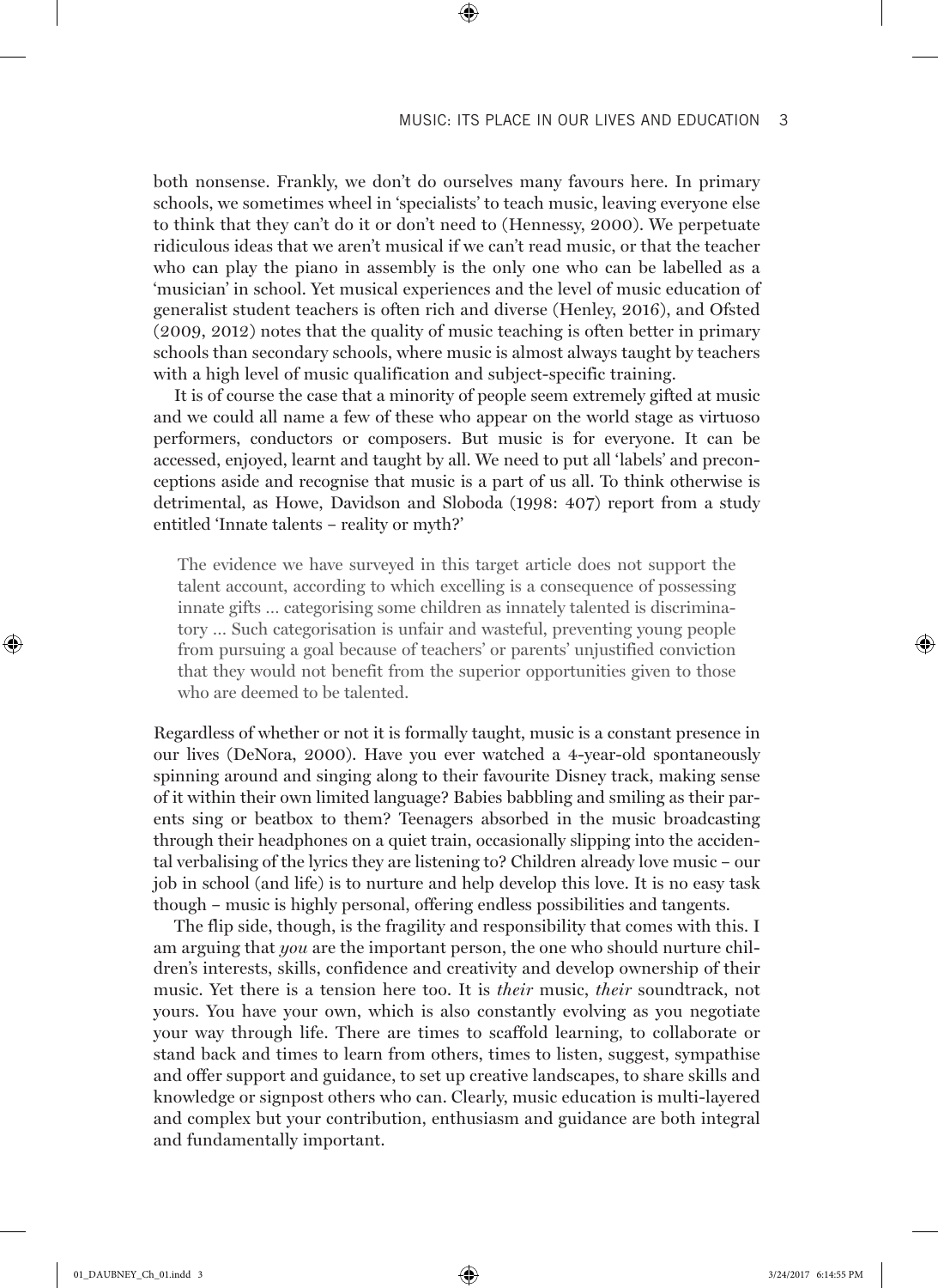both nonsense. Frankly, we don't do ourselves many favours here. In primary schools, we sometimes wheel in 'specialists' to teach music, leaving everyone else to think that they can't do it or don't need to (Hennessy, 2000). We perpetuate ridiculous ideas that we aren't musical if we can't read music, or that the teacher who can play the piano in assembly is the only one who can be labelled as a 'musician' in school. Yet musical experiences and the level of music education of generalist student teachers is often rich and diverse (Henley, 2016), and Ofsted (2009, 2012) notes that the quality of music teaching is often better in primary schools than secondary schools, where music is almost always taught by teachers with a high level of music qualification and subject-specific training.

It is of course the case that a minority of people seem extremely gifted at music and we could all name a few of these who appear on the world stage as virtuoso performers, conductors or composers. But music is for everyone. It can be accessed, enjoyed, learnt and taught by all. We need to put all 'labels' and preconceptions aside and recognise that music is a part of us all. To think otherwise is detrimental, as Howe, Davidson and Sloboda (1998: 407) report from a study entitled 'Innate talents – reality or myth?'

> The evidence we have surveyed in this target article does not support the talent account, according to which excelling is a consequence of possessing innate gifts … categorising some children as innately talented is discriminatory … Such categorisation is unfair and wasteful, preventing young people from pursuing a goal because of teachers' or parents' unjustified conviction that they would not benefit from the superior opportunities given to those who are deemed to be talented.

Regardless of whether or not it is formally taught, music is a constant presence in our lives (DeNora, 2000). Have you ever watched a 4-year-old spontaneously spinning around and singing along to their favourite Disney track, making sense of it within their own limited language? Babies babbling and smiling as their parents sing or beatbox to them? Teenagers absorbed in the music broadcasting through their headphones on a quiet train, occasionally slipping into the accidental verbalising of the lyrics they are listening to? Children already love music – our job in school (and life) is to nurture and help develop this love. It is no easy task though – music is highly personal, offering endless possibilities and tangents.

The flip side, though, is the fragility and responsibility that comes with this. I am arguing that *you* are the important person, the one who should nurture children's interests, skills, confidence and creativity and develop ownership of their music. Yet there is a tension here too. It is *their* music, *their* soundtrack, not yours. You have your own, which is also constantly evolving as you negotiate your way through life. There are times to scaffold learning, to collaborate or stand back and times to learn from others, times to listen, suggest, sympathise and offer support and guidance, to set up creative landscapes, to share skills and knowledge or signpost others who can. Clearly, music education is multi-layered and complex but your contribution, enthusiasm and guidance are both integral and fundamentally important.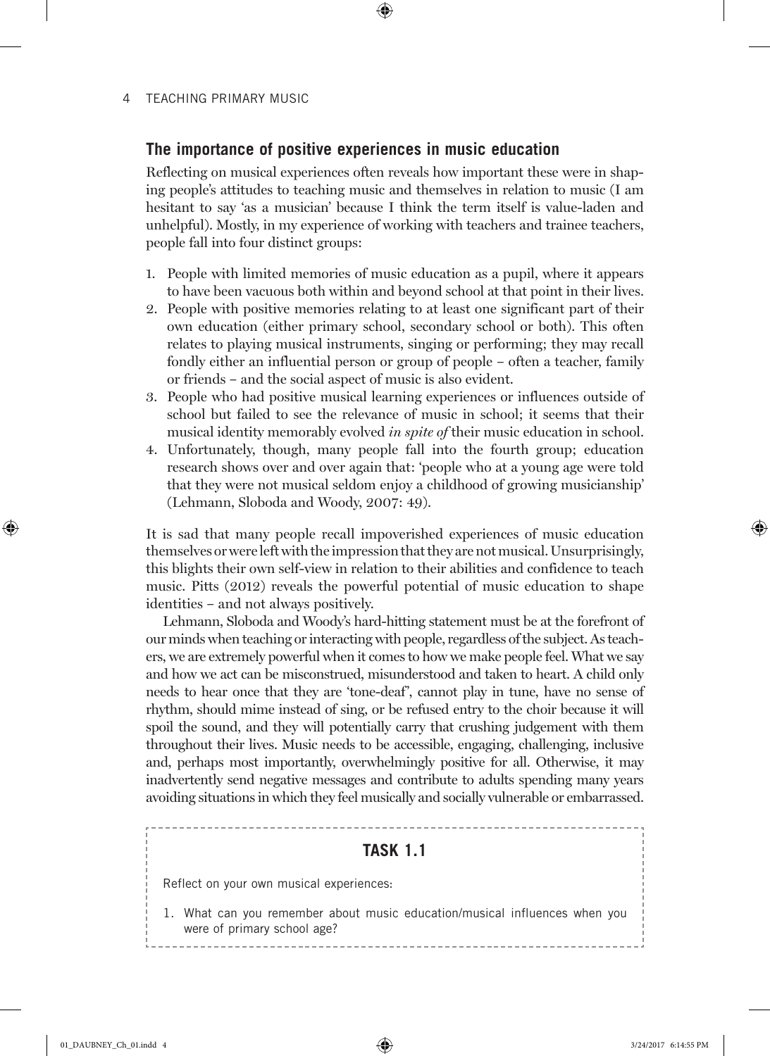## The importance of positive experiences in music education

Reflecting on musical experiences often reveals how important these were in shaping people's attitudes to teaching music and themselves in relation to music (I am hesitant to say 'as a musician' because I think the term itself is value-laden and unhelpful). Mostly, in my experience of working with teachers and trainee teachers, people fall into four distinct groups:

1. People with limited memories of music education as a pupil, where it appears to have been vacuous both within and beyond school at that point in their lives.
2. People with positive memories relating to at least one significant part of their own education (either primary school, secondary school or both). This often relates to playing musical instruments, singing or performing; they may recall fondly either an influential person or group of people – often a teacher, family or friends – and the social aspect of music is also evident.
3. People who had positive musical learning experiences or influences outside of school but failed to see the relevance of music in school; it seems that their musical identity memorably evolved *in spite of* their music education in school.
4. Unfortunately, though, many people fall into the fourth group; education research shows over and over again that: 'people who at a young age were told that they were not musical seldom enjoy a childhood of growing musicianship' (Lehmann, Sloboda and Woody, 2007: 49).

It is sad that many people recall impoverished experiences of music education themselves or were left with the impression that they are not musical. Unsurprisingly, this blights their own self-view in relation to their abilities and confidence to teach music. Pitts (2012) reveals the powerful potential of music education to shape identities – and not always positively.

Lehmann, Sloboda and Woody's hard-hitting statement must be at the forefront of our minds when teaching or interacting with people, regardless of the subject. As teachers, we are extremely powerful when it comes to how we make people feel. What we say and how we act can be misconstrued, misunderstood and taken to heart. A child only needs to hear once that they are 'tone-deaf', cannot play in tune, have no sense of rhythm, should mime instead of sing, or be refused entry to the choir because it will spoil the sound, and they will potentially carry that crushing judgement with them throughout their lives. Music needs to be accessible, engaging, challenging, inclusive and, perhaps most importantly, overwhelmingly positive for all. Otherwise, it may inadvertently send negative messages and contribute to adults spending many years avoiding situations in which they feel musically and socially vulnerable or embarrassed.

### TASK 1.1

Reflect on your own musical experiences:

1. What can you remember about music education/musical influences when you were of primary school age?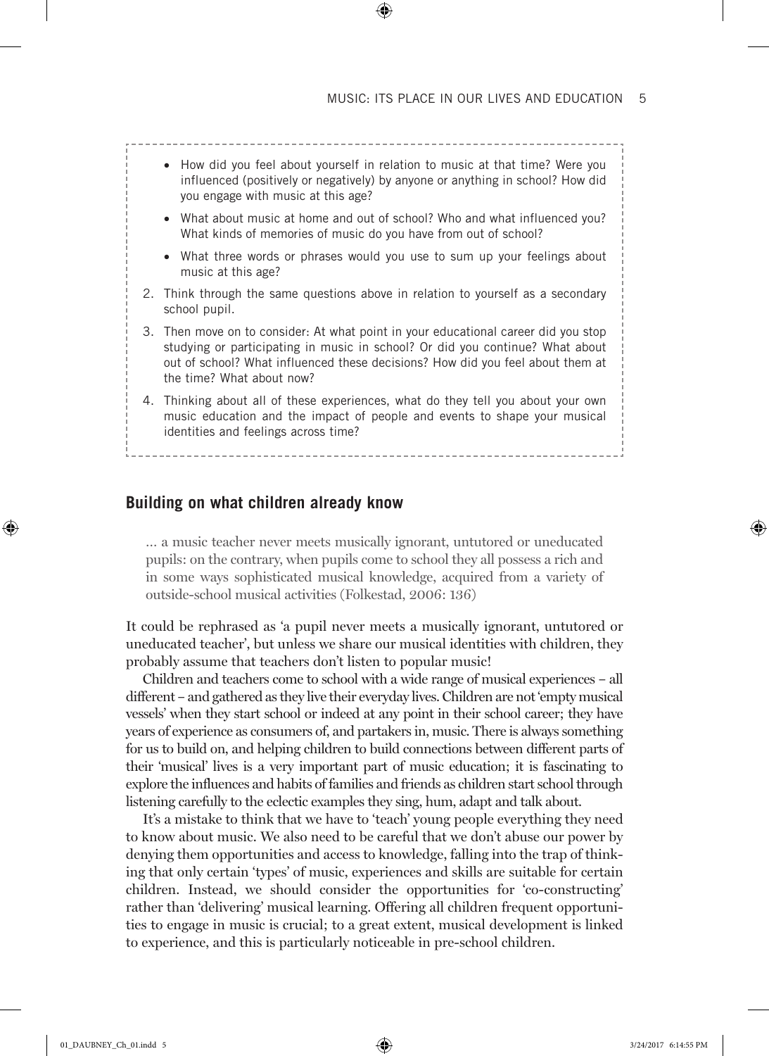- How did you feel about yourself in relation to music at that time? Were you influenced (positively or negatively) by anyone or anything in school? How did you engage with music at this age?
- What about music at home and out of school? Who and what influenced you? What kinds of memories of music do you have from out of school?
- What three words or phrases would you use to sum up your feelings about music at this age?

2. Think through the same questions above in relation to yourself as a secondary school pupil.
3. Then move on to consider: At what point in your educational career did you stop studying or participating in music in school? Or did you continue? What about out of school? What influenced these decisions? How did you feel about them at the time? What about now?
4. Thinking about all of these experiences, what do they tell you about your own music education and the impact of people and events to shape your musical identities and feelings across time?

## Building on what children already know

> ... a music teacher never meets musically ignorant, untutored or uneducated pupils: on the contrary, when pupils come to school they all possess a rich and in some ways sophisticated musical knowledge, acquired from a variety of outside-school musical activities (Folkestad, 2006: 136)

It could be rephrased as 'a pupil never meets a musically ignorant, untutored or uneducated teacher', but unless we share our musical identities with children, they probably assume that teachers don't listen to popular music!

Children and teachers come to school with a wide range of musical experiences – all different – and gathered as they live their everyday lives. Children are not 'empty musical vessels' when they start school or indeed at any point in their school career; they have years of experience as consumers of, and partakers in, music. There is always something for us to build on, and helping children to build connections between different parts of their 'musical' lives is a very important part of music education; it is fascinating to explore the influences and habits of families and friends as children start school through listening carefully to the eclectic examples they sing, hum, adapt and talk about.

It's a mistake to think that we have to 'teach' young people everything they need to know about music. We also need to be careful that we don't abuse our power by denying them opportunities and access to knowledge, falling into the trap of thinking that only certain 'types' of music, experiences and skills are suitable for certain children. Instead, we should consider the opportunities for 'co-constructing' rather than 'delivering' musical learning. Offering all children frequent opportunities to engage in music is crucial; to a great extent, musical development is linked to experience, and this is particularly noticeable in pre-school children.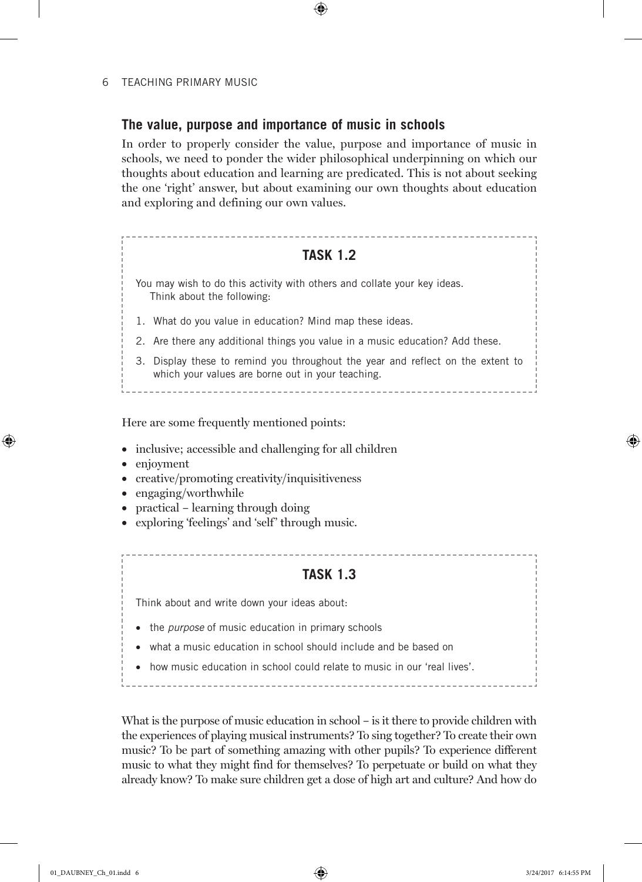## The value, purpose and importance of music in schools

In order to properly consider the value, purpose and importance of music in schools, we need to ponder the wider philosophical underpinning on which our thoughts about education and learning are predicated. This is not about seeking the one 'right' answer, but about examining our own thoughts about education and exploring and defining our own values.

### TASK 1.2

You may wish to do this activity with others and collate your key ideas.
Think about the following:

1. What do you value in education? Mind map these ideas.
2. Are there any additional things you value in a music education? Add these.
3. Display these to remind you throughout the year and reflect on the extent to which your values are borne out in your teaching.

Here are some frequently mentioned points:

- inclusive; accessible and challenging for all children
- enjoyment
- creative/promoting creativity/inquisitiveness
- engaging/worthwhile
- practical – learning through doing
- exploring 'feelings' and 'self' through music.

### TASK 1.3

Think about and write down your ideas about:

- the *purpose* of music education in primary schools
- what a music education in school should include and be based on
- how music education in school could relate to music in our 'real lives'.

What is the purpose of music education in school – is it there to provide children with the experiences of playing musical instruments? To sing together? To create their own music? To be part of something amazing with other pupils? To experience different music to what they might find for themselves? To perpetuate or build on what they already know? To make sure children get a dose of high art and culture? And how do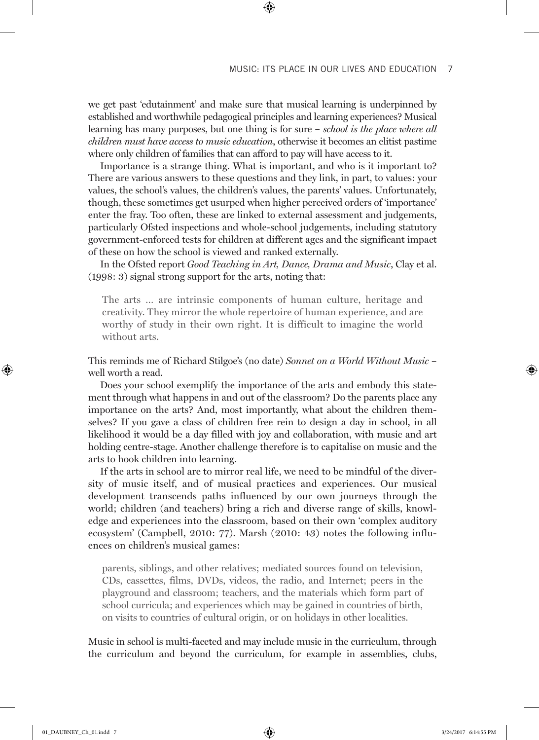we get past 'edutainment' and make sure that musical learning is underpinned by established and worthwhile pedagogical principles and learning experiences? Musical learning has many purposes, but one thing is for sure – *school is the place where all children must have access to music education*, otherwise it becomes an elitist pastime where only children of families that can afford to pay will have access to it.

Importance is a strange thing. What is important, and who is it important to? There are various answers to these questions and they link, in part, to values: your values, the school's values, the children's values, the parents' values. Unfortunately, though, these sometimes get usurped when higher perceived orders of 'importance' enter the fray. Too often, these are linked to external assessment and judgements, particularly Ofsted inspections and whole-school judgements, including statutory government-enforced tests for children at different ages and the significant impact of these on how the school is viewed and ranked externally.

In the Ofsted report *Good Teaching in Art, Dance, Drama and Music*, Clay et al. (1998: 3) signal strong support for the arts, noting that:

> The arts ... are intrinsic components of human culture, heritage and creativity. They mirror the whole repertoire of human experience, and are worthy of study in their own right. It is difficult to imagine the world without arts.

This reminds me of Richard Stilgoe's (no date) *Sonnet on a World Without Music* – well worth a read.

Does your school exemplify the importance of the arts and embody this statement through what happens in and out of the classroom? Do the parents place any importance on the arts? And, most importantly, what about the children themselves? If you gave a class of children free rein to design a day in school, in all likelihood it would be a day filled with joy and collaboration, with music and art holding centre-stage. Another challenge therefore is to capitalise on music and the arts to hook children into learning.

If the arts in school are to mirror real life, we need to be mindful of the diversity of music itself, and of musical practices and experiences. Our musical development transcends paths influenced by our own journeys through the world; children (and teachers) bring a rich and diverse range of skills, knowledge and experiences into the classroom, based on their own 'complex auditory ecosystem' (Campbell, 2010: 77). Marsh (2010: 43) notes the following influences on children's musical games:

> parents, siblings, and other relatives; mediated sources found on television, CDs, cassettes, films, DVDs, videos, the radio, and Internet; peers in the playground and classroom; teachers, and the materials which form part of school curricula; and experiences which may be gained in countries of birth, on visits to countries of cultural origin, or on holidays in other localities.

Music in school is multi-faceted and may include music in the curriculum, through the curriculum and beyond the curriculum, for example in assemblies, clubs,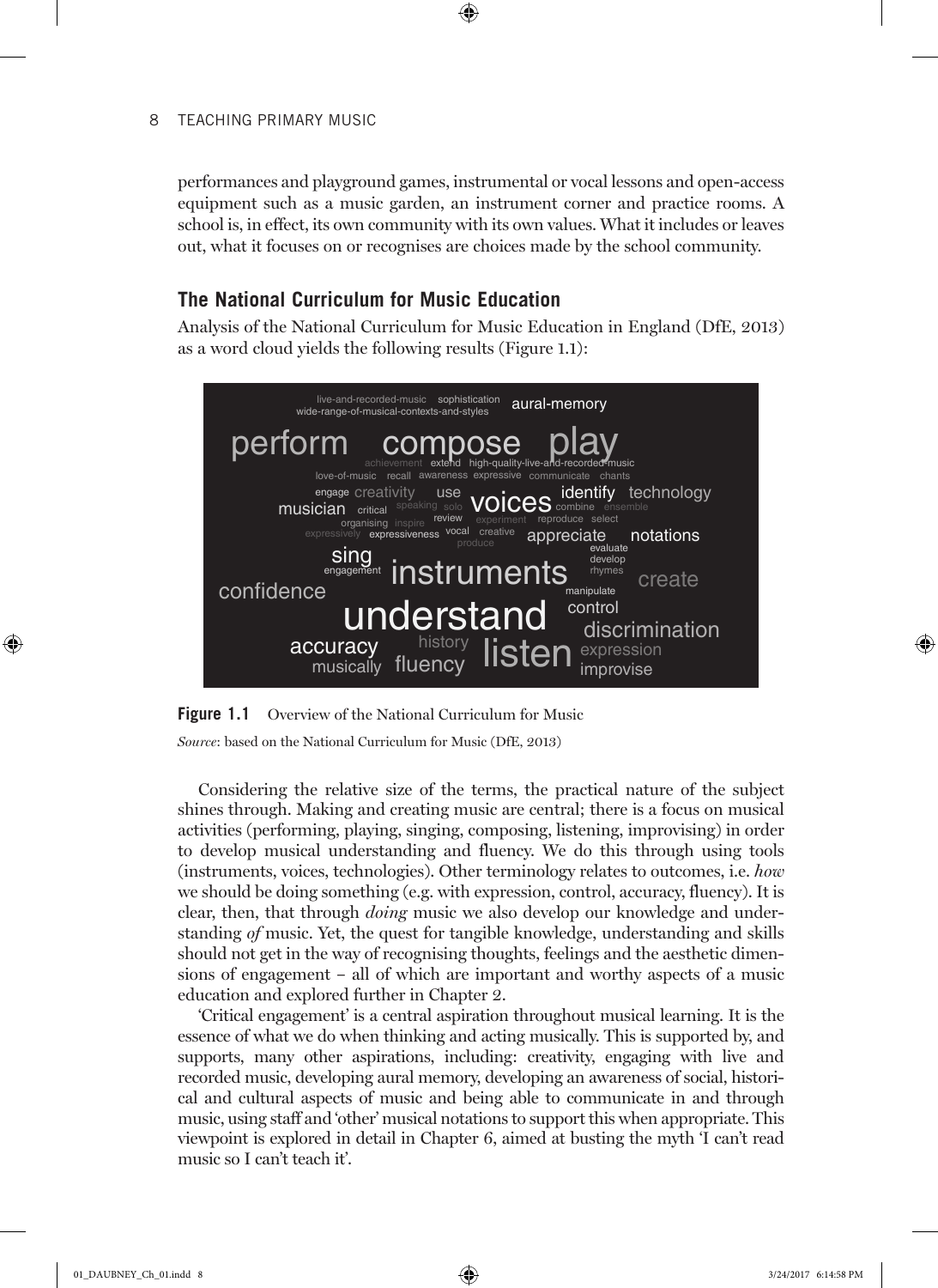performances and playground games, instrumental or vocal lessons and open-access equipment such as a music garden, an instrument corner and practice rooms. A school is, in effect, its own community with its own values. What it includes or leaves out, what it focuses on or recognises are choices made by the school community.

## The National Curriculum for Music Education

Analysis of the National Curriculum for Music Education in England (DfE, 2013) as a word cloud yields the following results (Figure 1.1):

**Figure 1.1** Overview of the National Curriculum for Music

*Source*: based on the National Curriculum for Music (DfE, 2013)

Considering the relative size of the terms, the practical nature of the subject shines through. Making and creating music are central; there is a focus on musical activities (performing, playing, singing, composing, listening, improvising) in order to develop musical understanding and fluency. We do this through using tools (instruments, voices, technologies). Other terminology relates to outcomes, i.e. *how* we should be doing something (e.g. with expression, control, accuracy, fluency). It is clear, then, that through *doing* music we also develop our knowledge and understanding *of* music. Yet, the quest for tangible knowledge, understanding and skills should not get in the way of recognising thoughts, feelings and the aesthetic dimensions of engagement – all of which are important and worthy aspects of a music education and explored further in Chapter 2.

'Critical engagement' is a central aspiration throughout musical learning. It is the essence of what we do when thinking and acting musically. This is supported by, and supports, many other aspirations, including: creativity, engaging with live and recorded music, developing aural memory, developing an awareness of social, historical and cultural aspects of music and being able to communicate in and through music, using staff and 'other' musical notations to support this when appropriate. This viewpoint is explored in detail in Chapter 6, aimed at busting the myth 'I can't read music so I can't teach it'.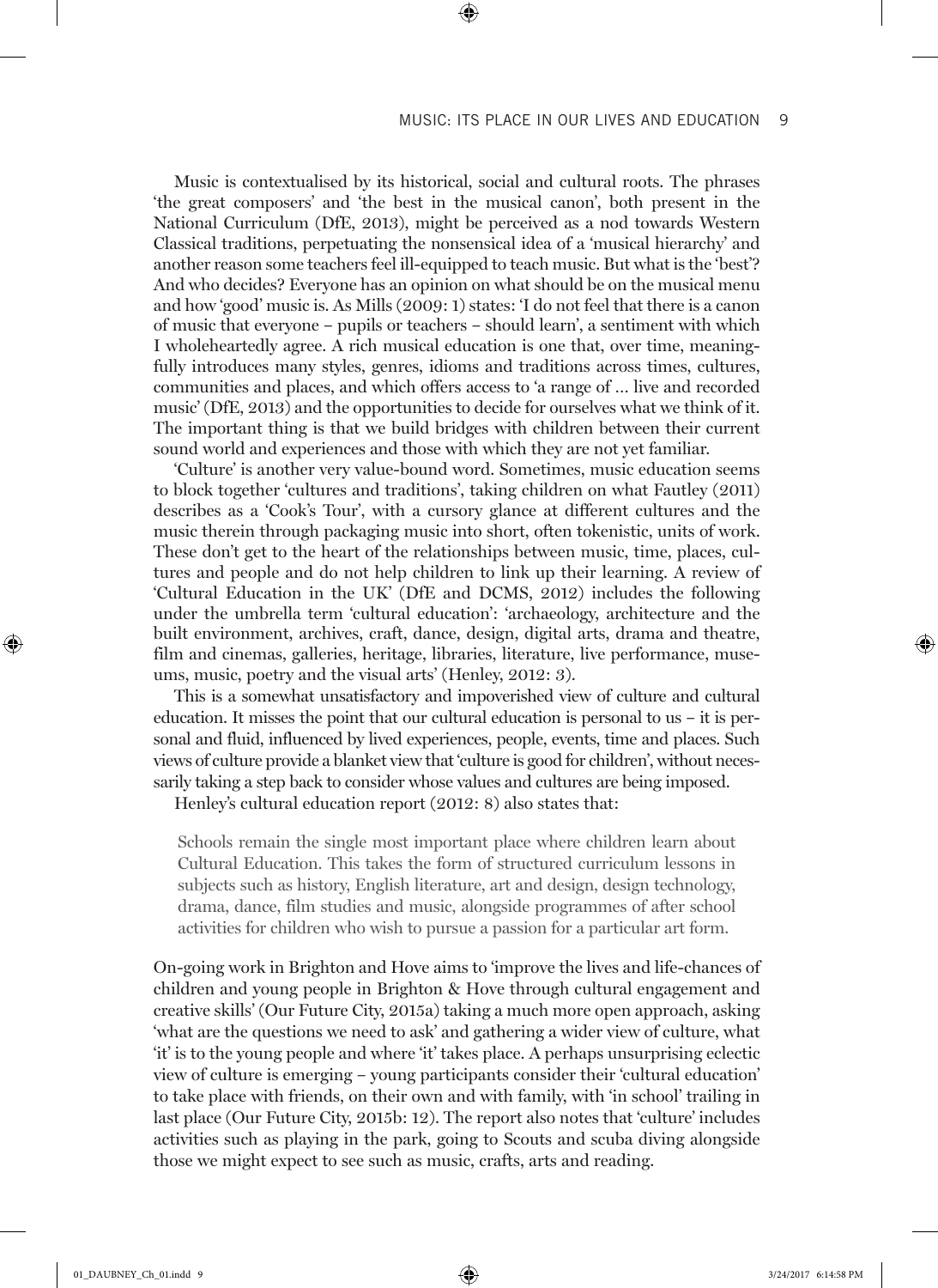Music is contextualised by its historical, social and cultural roots. The phrases 'the great composers' and 'the best in the musical canon', both present in the National Curriculum (DfE, 2013), might be perceived as a nod towards Western Classical traditions, perpetuating the nonsensical idea of a 'musical hierarchy' and another reason some teachers feel ill-equipped to teach music. But what is the 'best'? And who decides? Everyone has an opinion on what should be on the musical menu and how 'good' music is. As Mills (2009: 1) states: 'I do not feel that there is a canon of music that everyone – pupils or teachers – should learn', a sentiment with which I wholeheartedly agree. A rich musical education is one that, over time, meaningfully introduces many styles, genres, idioms and traditions across times, cultures, communities and places, and which offers access to 'a range of … live and recorded music' (DfE, 2013) and the opportunities to decide for ourselves what we think of it. The important thing is that we build bridges with children between their current sound world and experiences and those with which they are not yet familiar.

'Culture' is another very value-bound word. Sometimes, music education seems to block together 'cultures and traditions', taking children on what Fautley (2011) describes as a 'Cook's Tour', with a cursory glance at different cultures and the music therein through packaging music into short, often tokenistic, units of work. These don't get to the heart of the relationships between music, time, places, cultures and people and do not help children to link up their learning. A review of 'Cultural Education in the UK' (DfE and DCMS, 2012) includes the following under the umbrella term 'cultural education': 'archaeology, architecture and the built environment, archives, craft, dance, design, digital arts, drama and theatre, film and cinemas, galleries, heritage, libraries, literature, live performance, museums, music, poetry and the visual arts' (Henley, 2012: 3).

This is a somewhat unsatisfactory and impoverished view of culture and cultural education. It misses the point that our cultural education is personal to us – it is personal and fluid, influenced by lived experiences, people, events, time and places. Such views of culture provide a blanket view that 'culture is good for children', without necessarily taking a step back to consider whose values and cultures are being imposed.

Henley's cultural education report (2012: 8) also states that:

> Schools remain the single most important place where children learn about Cultural Education. This takes the form of structured curriculum lessons in subjects such as history, English literature, art and design, design technology, drama, dance, film studies and music, alongside programmes of after school activities for children who wish to pursue a passion for a particular art form.

On-going work in Brighton and Hove aims to 'improve the lives and life-chances of children and young people in Brighton & Hove through cultural engagement and creative skills' (Our Future City, 2015a) taking a much more open approach, asking 'what are the questions we need to ask' and gathering a wider view of culture, what 'it' is to the young people and where 'it' takes place. A perhaps unsurprising eclectic view of culture is emerging – young participants consider their 'cultural education' to take place with friends, on their own and with family, with 'in school' trailing in last place (Our Future City, 2015b: 12). The report also notes that 'culture' includes activities such as playing in the park, going to Scouts and scuba diving alongside those we might expect to see such as music, crafts, arts and reading.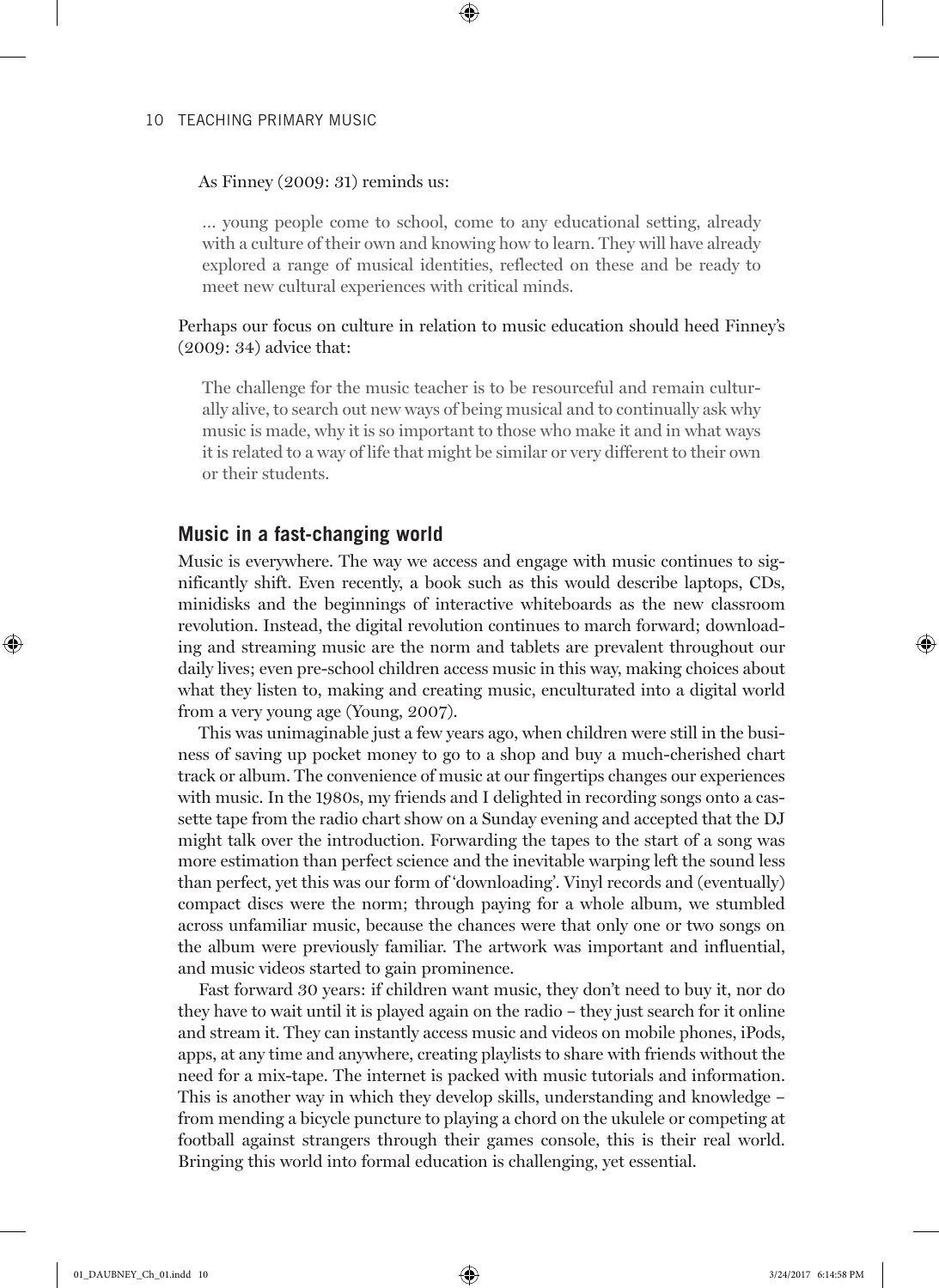As Finney (2009: 31) reminds us:

> ... young people come to school, come to any educational setting, already with a culture of their own and knowing how to learn. They will have already explored a range of musical identities, reflected on these and be ready to meet new cultural experiences with critical minds.

Perhaps our focus on culture in relation to music education should heed Finney's (2009: 34) advice that:

> The challenge for the music teacher is to be resourceful and remain culturally alive, to search out new ways of being musical and to continually ask why music is made, why it is so important to those who make it and in what ways it is related to a way of life that might be similar or very different to their own or their students.

## Music in a fast-changing world

Music is everywhere. The way we access and engage with music continues to significantly shift. Even recently, a book such as this would describe laptops, CDs, minidisks and the beginnings of interactive whiteboards as the new classroom revolution. Instead, the digital revolution continues to march forward; downloading and streaming music are the norm and tablets are prevalent throughout our daily lives; even pre-school children access music in this way, making choices about what they listen to, making and creating music, enculturated into a digital world from a very young age (Young, 2007).

This was unimaginable just a few years ago, when children were still in the business of saving up pocket money to go to a shop and buy a much-cherished chart track or album. The convenience of music at our fingertips changes our experiences with music. In the 1980s, my friends and I delighted in recording songs onto a cassette tape from the radio chart show on a Sunday evening and accepted that the DJ might talk over the introduction. Forwarding the tapes to the start of a song was more estimation than perfect science and the inevitable warping left the sound less than perfect, yet this was our form of 'downloading'. Vinyl records and (eventually) compact discs were the norm; through paying for a whole album, we stumbled across unfamiliar music, because the chances were that only one or two songs on the album were previously familiar. The artwork was important and influential, and music videos started to gain prominence.

Fast forward 30 years: if children want music, they don't need to buy it, nor do they have to wait until it is played again on the radio – they just search for it online and stream it. They can instantly access music and videos on mobile phones, iPods, apps, at any time and anywhere, creating playlists to share with friends without the need for a mix-tape. The internet is packed with music tutorials and information. This is another way in which they develop skills, understanding and knowledge – from mending a bicycle puncture to playing a chord on the ukulele or competing at football against strangers through their games console, this is their real world. Bringing this world into formal education is challenging, yet essential.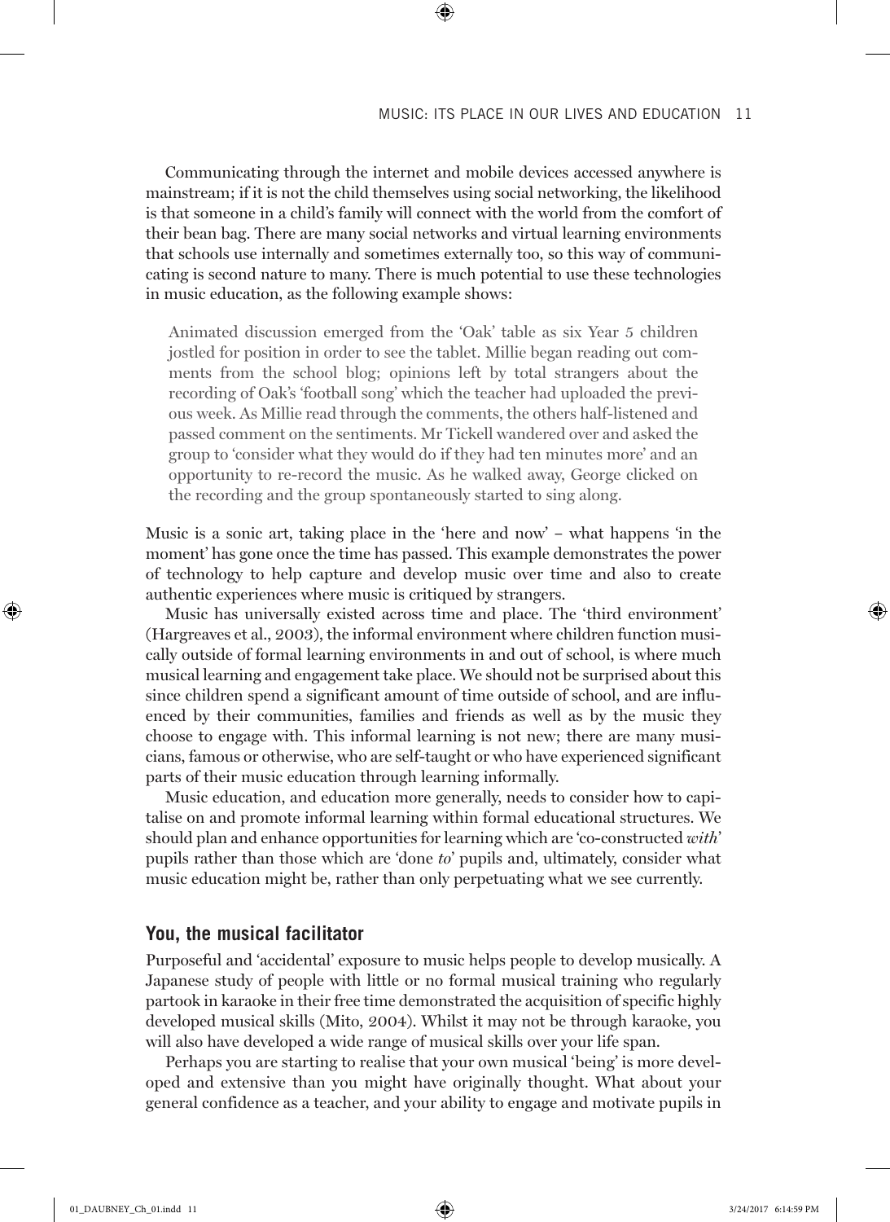Communicating through the internet and mobile devices accessed anywhere is mainstream; if it is not the child themselves using social networking, the likelihood is that someone in a child's family will connect with the world from the comfort of their bean bag. There are many social networks and virtual learning environments that schools use internally and sometimes externally too, so this way of communicating is second nature to many. There is much potential to use these technologies in music education, as the following example shows:

> Animated discussion emerged from the 'Oak' table as six Year 5 children jostled for position in order to see the tablet. Millie began reading out comments from the school blog; opinions left by total strangers about the recording of Oak's 'football song' which the teacher had uploaded the previous week. As Millie read through the comments, the others half-listened and passed comment on the sentiments. Mr Tickell wandered over and asked the group to 'consider what they would do if they had ten minutes more' and an opportunity to re-record the music. As he walked away, George clicked on the recording and the group spontaneously started to sing along.

Music is a sonic art, taking place in the 'here and now' – what happens 'in the moment' has gone once the time has passed. This example demonstrates the power of technology to help capture and develop music over time and also to create authentic experiences where music is critiqued by strangers.

Music has universally existed across time and place. The 'third environment' (Hargreaves et al., 2003), the informal environment where children function musically outside of formal learning environments in and out of school, is where much musical learning and engagement take place. We should not be surprised about this since children spend a significant amount of time outside of school, and are influenced by their communities, families and friends as well as by the music they choose to engage with. This informal learning is not new; there are many musicians, famous or otherwise, who are self-taught or who have experienced significant parts of their music education through learning informally.

Music education, and education more generally, needs to consider how to capitalise on and promote informal learning within formal educational structures. We should plan and enhance opportunities for learning which are 'co-constructed *with*' pupils rather than those which are 'done *to*' pupils and, ultimately, consider what music education might be, rather than only perpetuating what we see currently.

## You, the musical facilitator

Purposeful and 'accidental' exposure to music helps people to develop musically. A Japanese study of people with little or no formal musical training who regularly partook in karaoke in their free time demonstrated the acquisition of specific highly developed musical skills (Mito, 2004). Whilst it may not be through karaoke, you will also have developed a wide range of musical skills over your life span.

Perhaps you are starting to realise that your own musical 'being' is more developed and extensive than you might have originally thought. What about your general confidence as a teacher, and your ability to engage and motivate pupils in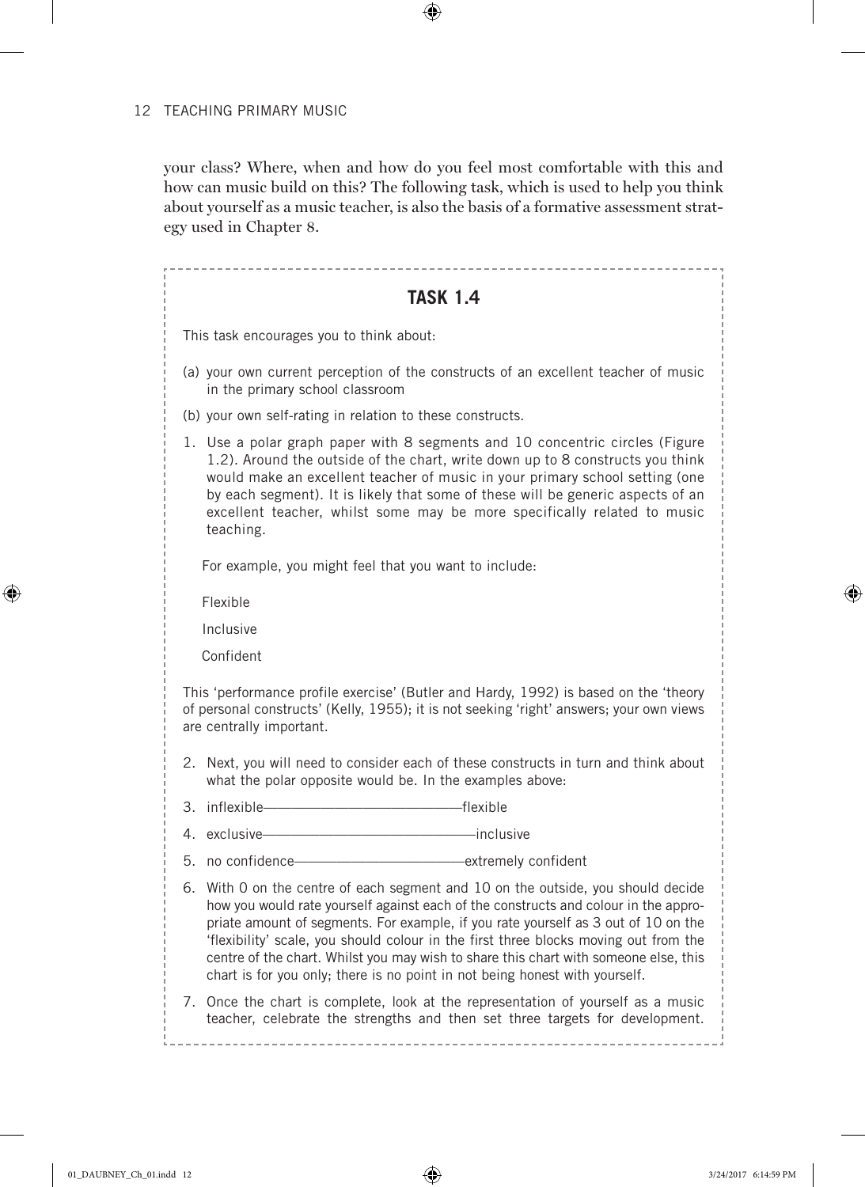your class? Where, when and how do you feel most comfortable with this and how can music build on this? The following task, which is used to help you think about yourself as a music teacher, is also the basis of a formative assessment strategy used in Chapter 8.

## TASK 1.4

This task encourages you to think about:

(a) your own current perception of the constructs of an excellent teacher of music in the primary school classroom

(b) your own self-rating in relation to these constructs.

1. Use a polar graph paper with 8 segments and 10 concentric circles (Figure 1.2). Around the outside of the chart, write down up to 8 constructs you think would make an excellent teacher of music in your primary school setting (one by each segment). It is likely that some of these will be generic aspects of an excellent teacher, whilst some may be more specifically related to music teaching.

   For example, you might feel that you want to include:

   Flexible

   Inclusive

   Confident

This 'performance profile exercise' (Butler and Hardy, 1992) is based on the 'theory of personal constructs' (Kelly, 1955); it is not seeking 'right' answers; your own views are centrally important.

2. Next, you will need to consider each of these constructs in turn and think about what the polar opposite would be. In the examples above:
3. inflexible——————————————flexible
4. exclusive———————————————inclusive
5. no confidence————————————extremely confident
6. With 0 on the centre of each segment and 10 on the outside, you should decide how you would rate yourself against each of the constructs and colour in the appropriate amount of segments. For example, if you rate yourself as 3 out of 10 on the 'flexibility' scale, you should colour in the first three blocks moving out from the centre of the chart. Whilst you may wish to share this chart with someone else, this chart is for you only; there is no point in not being honest with yourself.
7. Once the chart is complete, look at the representation of yourself as a music teacher, celebrate the strengths and then set three targets for development.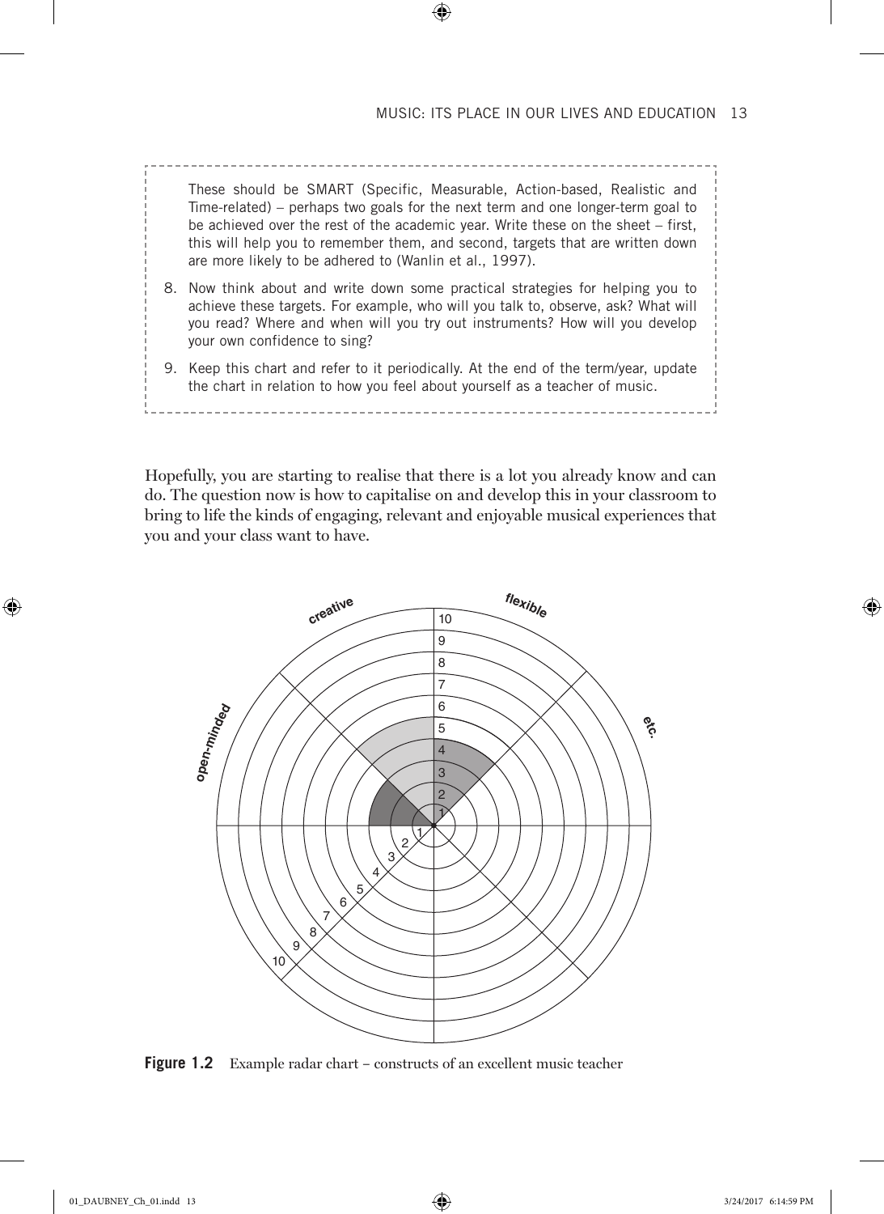These should be SMART (Specific, Measurable, Action-based, Realistic and Time-related) – perhaps two goals for the next term and one longer-term goal to be achieved over the rest of the academic year. Write these on the sheet – first, this will help you to remember them, and second, targets that are written down are more likely to be adhered to (Wanlin et al., 1997).

8. Now think about and write down some practical strategies for helping you to achieve these targets. For example, who will you talk to, observe, ask? What will you read? Where and when will you try out instruments? How will you develop your own confidence to sing?
9. Keep this chart and refer to it periodically. At the end of the term/year, update the chart in relation to how you feel about yourself as a teacher of music.

Hopefully, you are starting to realise that there is a lot you already know and can do. The question now is how to capitalise on and develop this in your classroom to bring to life the kinds of engaging, relevant and enjoyable musical experiences that you and your class want to have.

**Figure 1.2** Example radar chart – constructs of an excellent music teacher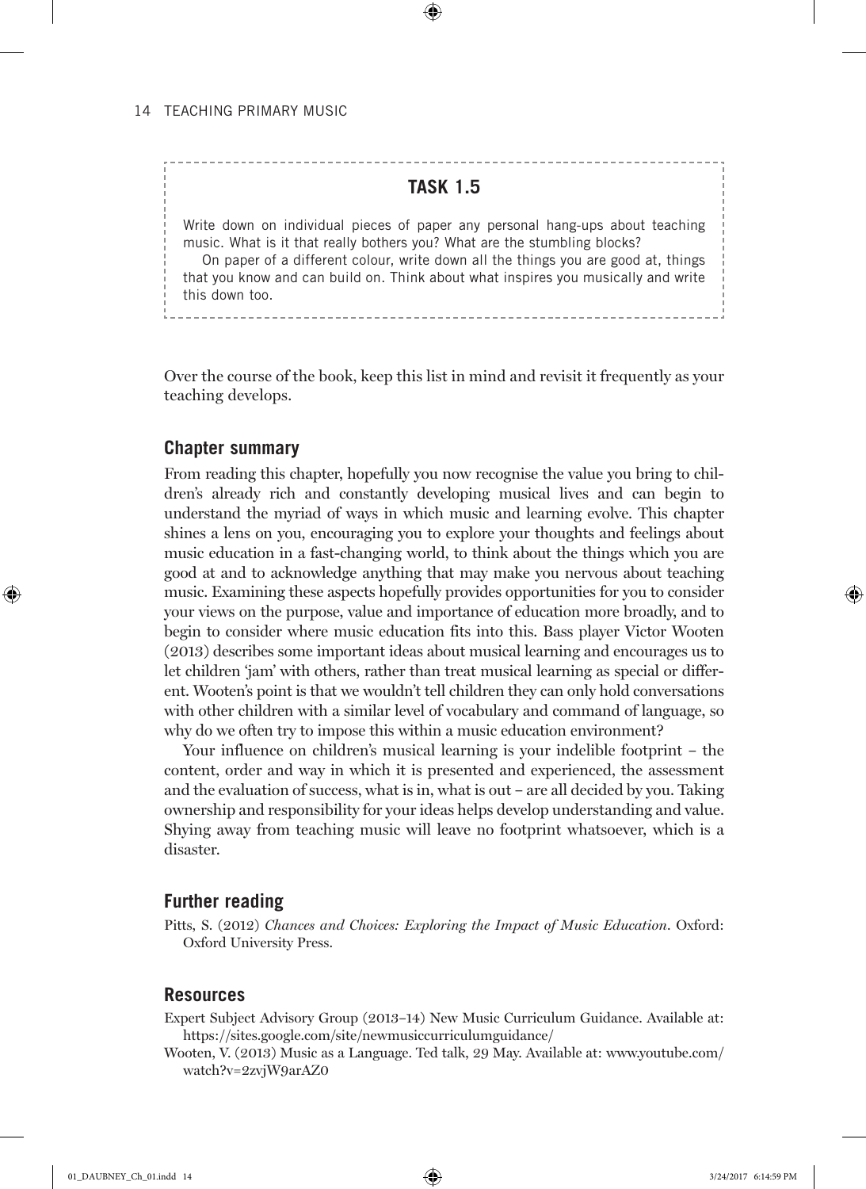### TASK 1.5

Write down on individual pieces of paper any personal hang-ups about teaching music. What is it that really bothers you? What are the stumbling blocks?

On paper of a different colour, write down all the things you are good at, things that you know and can build on. Think about what inspires you musically and write this down too.

Over the course of the book, keep this list in mind and revisit it frequently as your teaching develops.

## Chapter summary

From reading this chapter, hopefully you now recognise the value you bring to children's already rich and constantly developing musical lives and can begin to understand the myriad of ways in which music and learning evolve. This chapter shines a lens on you, encouraging you to explore your thoughts and feelings about music education in a fast-changing world, to think about the things which you are good at and to acknowledge anything that may make you nervous about teaching music. Examining these aspects hopefully provides opportunities for you to consider your views on the purpose, value and importance of education more broadly, and to begin to consider where music education fits into this. Bass player Victor Wooten (2013) describes some important ideas about musical learning and encourages us to let children 'jam' with others, rather than treat musical learning as special or different. Wooten's point is that we wouldn't tell children they can only hold conversations with other children with a similar level of vocabulary and command of language, so why do we often try to impose this within a music education environment?

Your influence on children's musical learning is your indelible footprint – the content, order and way in which it is presented and experienced, the assessment and the evaluation of success, what is in, what is out – are all decided by you. Taking ownership and responsibility for your ideas helps develop understanding and value. Shying away from teaching music will leave no footprint whatsoever, which is a disaster.

## Further reading

Pitts, S. (2012) *Chances and Choices: Exploring the Impact of Music Education*. Oxford: Oxford University Press.

## Resources

Expert Subject Advisory Group (2013–14) New Music Curriculum Guidance. Available at: https://sites.google.com/site/newmusiccurriculumguidance/

Wooten, V. (2013) Music as a Language. Ted talk, 29 May. Available at: www.youtube.com/watch?v=2zvjW9arAZ0